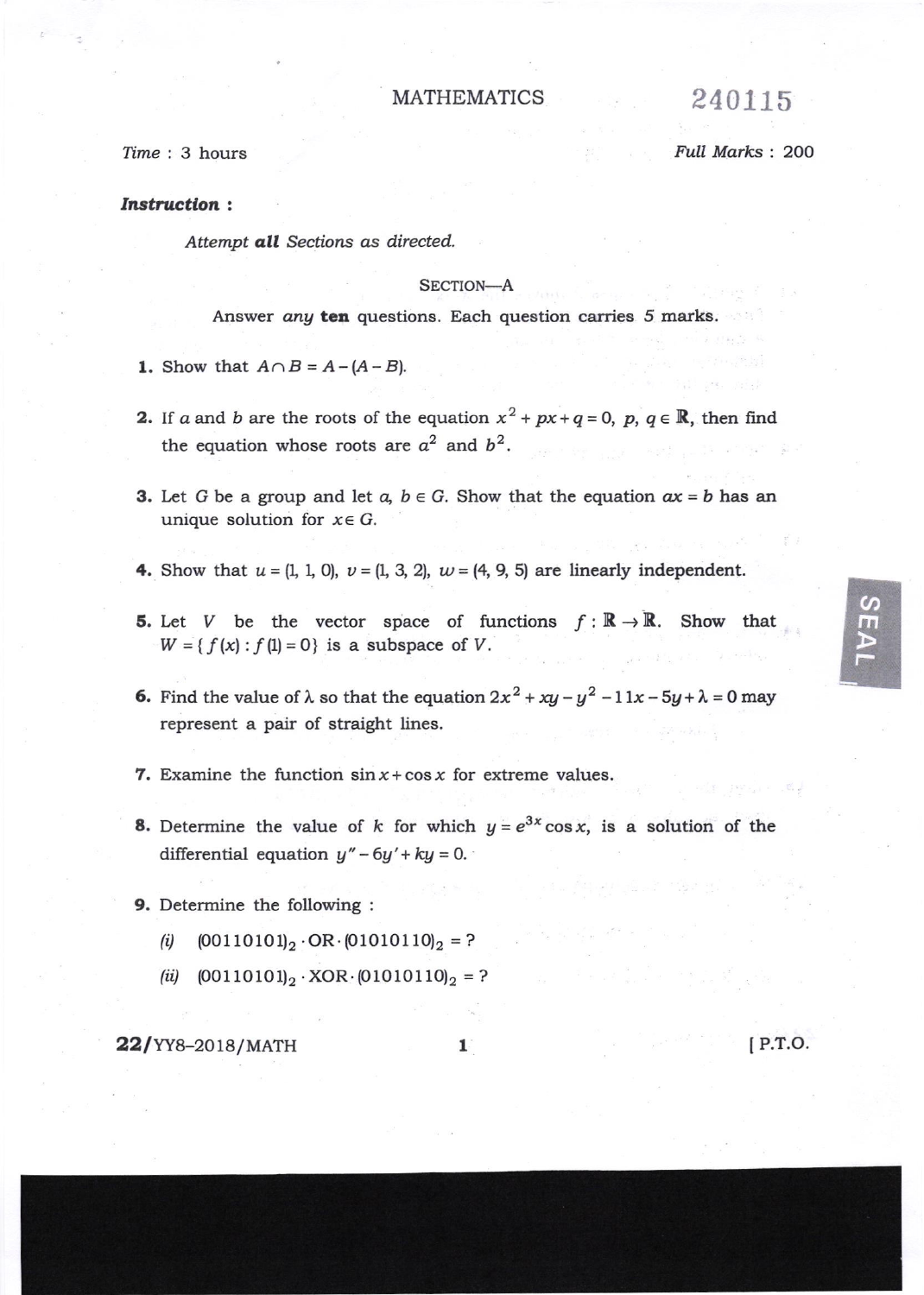# MATHEMATICS

240115

*Time* : 3 hours

*Full Marks* : 200

***Instruction*** :

*Attempt **all** Sections as directed.*

## SECTION—A

Answer *any* **ten** questions. Each question carries 5 marks.

**1.** Show that $A \cap B = A - (A - B)$.

**2.** If $a$ and $b$ are the roots of the equation $x^2 + px + q = 0$, $p, q \in \mathbb{R}$, then find the equation whose roots are $a^2$ and $b^2$.

**3.** Let $G$ be a group and let $a, b \in G$. Show that the equation $ax = b$ has an unique solution for $x \in G$.

**4.** Show that $u = (1, 1, 0)$, $v = (1, 3, 2)$, $w = (4, 9, 5)$ are linearly independent.

**5.** Let $V$ be the vector space of functions $f : \mathbb{R} \rightarrow \mathbb{R}$. Show that $W = \{ f(x) : f(1) = 0 \}$ is a subspace of $V$.

**6.** Find the value of $\lambda$ so that the equation $2x^2 + xy - y^2 - 11x - 5y + \lambda = 0$ may represent a pair of straight lines.

**7.** Examine the function $\sin x + \cos x$ for extreme values.

**8.** Determine the value of $k$ for which $y = e^{3x} \cos x$, is a solution of the differential equation $y'' - 6y' + ky = 0$.

**9.** Determine the following :

*(i)* $(00110101)_2 \cdot \text{OR} \cdot (01010110)_2 = ?$

*(ii)* $(00110101)_2 \cdot \text{XOR} \cdot (01010110)_2 = ?$

22/YY8–2018/MATH

[ P.T.O.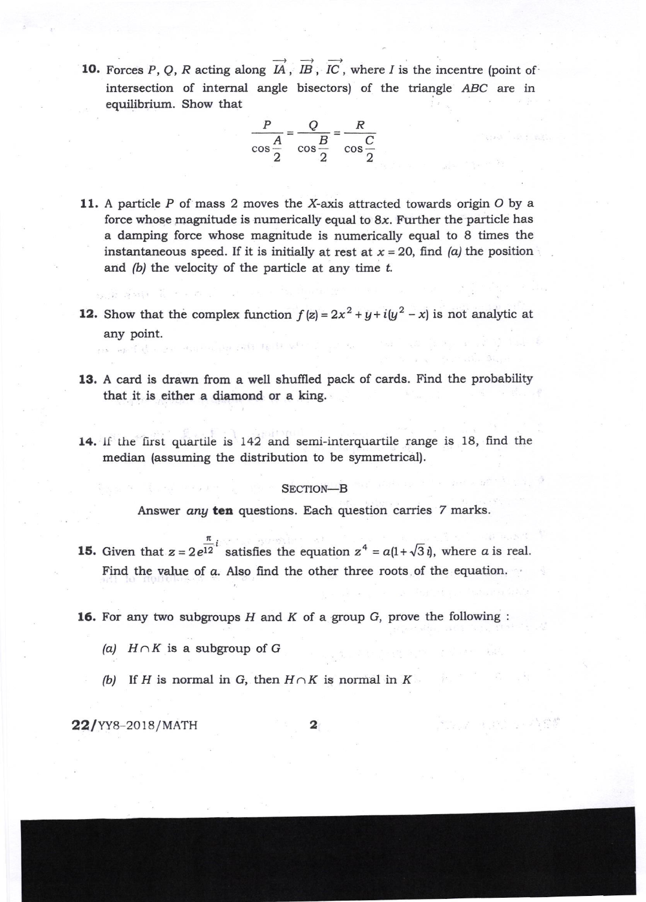**10.** Forces $P$, $Q$, $R$ acting along $\overrightarrow{IA}$, $\overrightarrow{IB}$, $\overrightarrow{IC}$, where $I$ is the incentre (point of intersection of internal angle bisectors) of the triangle $ABC$ are in equilibrium. Show that

$$\frac{P}{\cos\frac{A}{2}} = \frac{Q}{\cos\frac{B}{2}} = \frac{R}{\cos\frac{C}{2}}$$

**11.** A particle $P$ of mass 2 moves the $X$-axis attracted towards origin $O$ by a force whose magnitude is numerically equal to $8x$. Further the particle has a damping force whose magnitude is numerically equal to 8 times the instantaneous speed. If it is initially at rest at $x = 20$, find *(a)* the position and *(b)* the velocity of the particle at any time $t$.

**12.** Show that the complex function $f(z) = 2x^2 + y + i(y^2 - x)$ is not analytic at any point.

**13.** A card is drawn from a well shuffled pack of cards. Find the probability that it is either a diamond or a king.

**14.** If the first quartile is 142 and semi-interquartile range is 18, find the median (assuming the distribution to be symmetrical).

## SECTION—B

Answer *any* **ten** questions. Each question carries 7 marks.

**15.** Given that $z = 2e^{\frac{\pi}{12}i}$ satisfies the equation $z^4 = a(1+\sqrt{3}\,i)$, where $a$ is real. Find the value of $a$. Also find the other three roots of the equation.

**16.** For any two subgroups $H$ and $K$ of a group $G$, prove the following :

*(a)* $H \cap K$ is a subgroup of $G$

*(b)* If $H$ is normal in $G$, then $H \cap K$ is normal in $K$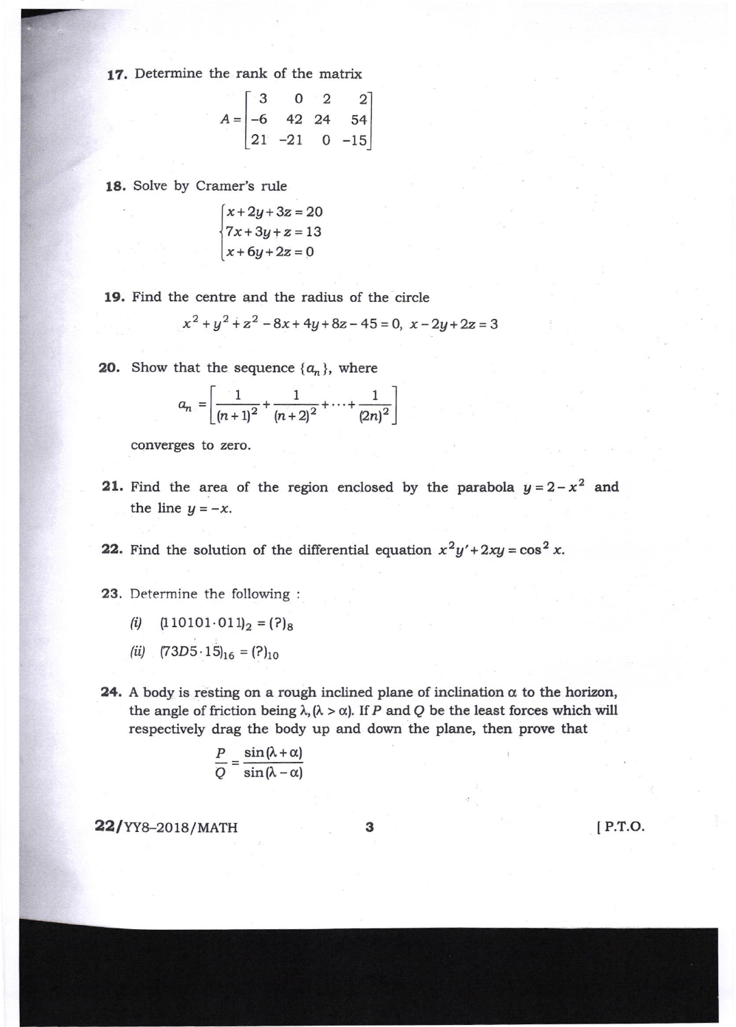**17.** Determine the rank of the matrix

$$A = \begin{bmatrix} 3 & 0 & 2 & 2 \\ -6 & 42 & 24 & 54 \\ 21 & -21 & 0 & -15 \end{bmatrix}$$

**18.** Solve by Cramer's rule

$$\begin{cases} x + 2y + 3z = 20 \\ 7x + 3y + z = 13 \\ x + 6y + 2z = 0 \end{cases}$$

**19.** Find the centre and the radius of the circle

$$x^2 + y^2 + z^2 - 8x + 4y + 8z - 45 = 0,\ x - 2y + 2z = 3$$

**20.** Show that the sequence $\{a_n\}$, where

$$a_n = \left[\frac{1}{(n+1)^2} + \frac{1}{(n+2)^2} + \cdots + \frac{1}{(2n)^2}\right]$$

converges to zero.

**21.** Find the area of the region enclosed by the parabola $y = 2 - x^2$ and the line $y = -x$.

**22.** Find the solution of the differential equation $x^2 y' + 2xy = \cos^2 x$.

**23.** Determine the following :

(i) $(110101 \cdot 011)_2 = (?)_8$

(ii) $(73D5 \cdot 15)_{16} = (?)_{10}$

**24.** A body is resting on a rough inclined plane of inclination $\alpha$ to the horizon, the angle of friction being $\lambda, (\lambda > \alpha)$. If $P$ and $Q$ be the least forces which will respectively drag the body up and down the plane, then prove that

$$\frac{P}{Q} = \frac{\sin(\lambda + \alpha)}{\sin(\lambda - \alpha)}$$